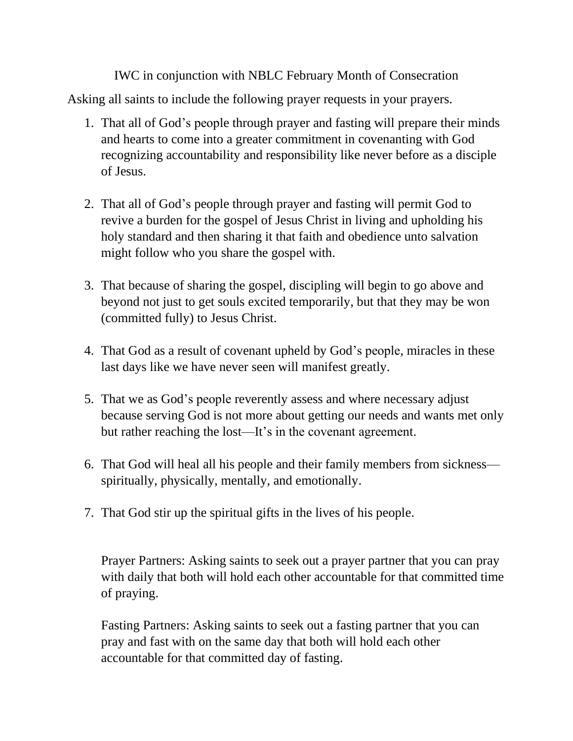IWC in conjunction with NBLC February Month of Consecration

Asking all saints to include the following prayer requests in your prayers.

1. That all of God's people through prayer and fasting will prepare their minds and hearts to come into a greater commitment in covenanting with God recognizing accountability and responsibility like never before as a disciple of Jesus.

2. That all of God's people through prayer and fasting will permit God to revive a burden for the gospel of Jesus Christ in living and upholding his holy standard and then sharing it that faith and obedience unto salvation might follow who you share the gospel with.

3. That because of sharing the gospel, discipling will begin to go above and beyond not just to get souls excited temporarily, but that they may be won (committed fully) to Jesus Christ.

4. That God as a result of covenant upheld by God's people, miracles in these last days like we have never seen will manifest greatly.

5. That we as God's people reverently assess and where necessary adjust because serving God is not more about getting our needs and wants met only but rather reaching the lost—It's in the covenant agreement.

6. That God will heal all his people and their family members from sickness—spiritually, physically, mentally, and emotionally.

7. That God stir up the spiritual gifts in the lives of his people.

Prayer Partners: Asking saints to seek out a prayer partner that you can pray with daily that both will hold each other accountable for that committed time of praying.

Fasting Partners: Asking saints to seek out a fasting partner that you can pray and fast with on the same day that both will hold each other accountable for that committed day of fasting.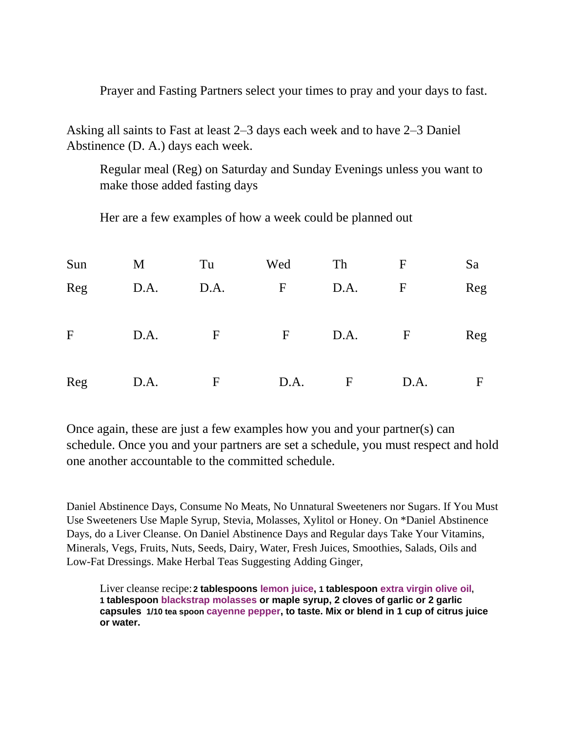Prayer and Fasting Partners select your times to pray and your days to fast.

Asking all saints to Fast at least 2–3 days each week and to have 2–3 Daniel Abstinence (D. A.) days each week.

Regular meal (Reg) on Saturday and Sunday Evenings unless you want to make those added fasting days

Her are a few examples of how a week could be planned out

| Sun | M | Tu | Wed | Th | F | Sa |
|---|---|---|---|---|---|---|
| Reg | D.A. | D.A. | F | D.A. | F | Reg |
| F | D.A. | F | F | D.A. | F | Reg |
| Reg | D.A. | F | D.A. | F | D.A. | F |

Once again, these are just a few examples how you and your partner(s) can schedule. Once you and your partners are set a schedule, you must respect and hold one another accountable to the committed schedule.

Daniel Abstinence Days, Consume No Meats, No Unnatural Sweeteners nor Sugars. If You Must Use Sweeteners Use Maple Syrup, Stevia, Molasses, Xylitol or Honey. On *Daniel Abstinence Days, do a Liver Cleanse. On Daniel Abstinence Days and Regular days Take Your Vitamins, Minerals, Vegs, Fruits, Nuts, Seeds, Dairy, Water, Fresh Juices, Smoothies, Salads, Oils and Low-Fat Dressings. Make Herbal Teas Suggesting Adding Ginger,

Liver cleanse recipe: **2 tablespoons lemon juice, 1 tablespoon extra virgin olive oil, 1 tablespoon blackstrap molasses or maple syrup, 2 cloves of garlic or 2 garlic capsules 1/10 tea spoon cayenne pepper, to taste. Mix or blend in 1 cup of citrus juice or water.**